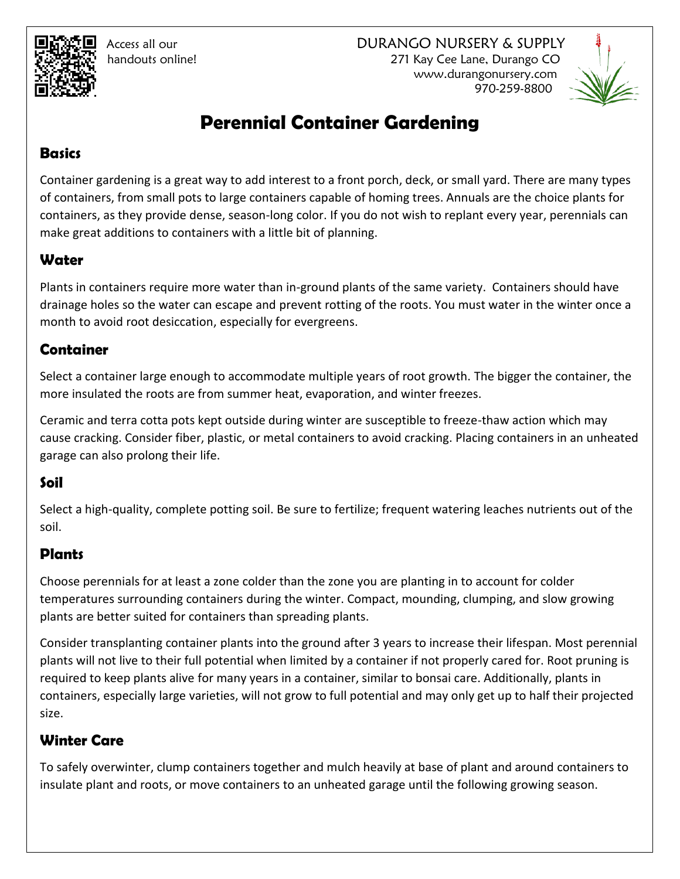Access all our handouts online!

DURANGO NURSERY & SUPPLY
271 Kay Cee Lane, Durango CO
www.durangonursery.com
970-259-8800

# Perennial Container Gardening

## Basics

Container gardening is a great way to add interest to a front porch, deck, or small yard. There are many types of containers, from small pots to large containers capable of homing trees. Annuals are the choice plants for containers, as they provide dense, season-long color. If you do not wish to replant every year, perennials can make great additions to containers with a little bit of planning.

## Water

Plants in containers require more water than in-ground plants of the same variety. Containers should have drainage holes so the water can escape and prevent rotting of the roots. You must water in the winter once a month to avoid root desiccation, especially for evergreens.

## Container

Select a container large enough to accommodate multiple years of root growth. The bigger the container, the more insulated the roots are from summer heat, evaporation, and winter freezes.

Ceramic and terra cotta pots kept outside during winter are susceptible to freeze-thaw action which may cause cracking. Consider fiber, plastic, or metal containers to avoid cracking. Placing containers in an unheated garage can also prolong their life.

## Soil

Select a high-quality, complete potting soil. Be sure to fertilize; frequent watering leaches nutrients out of the soil.

## Plants

Choose perennials for at least a zone colder than the zone you are planting in to account for colder temperatures surrounding containers during the winter. Compact, mounding, clumping, and slow growing plants are better suited for containers than spreading plants.

Consider transplanting container plants into the ground after 3 years to increase their lifespan. Most perennial plants will not live to their full potential when limited by a container if not properly cared for. Root pruning is required to keep plants alive for many years in a container, similar to bonsai care. Additionally, plants in containers, especially large varieties, will not grow to full potential and may only get up to half their projected size.

## Winter Care

To safely overwinter, clump containers together and mulch heavily at base of plant and around containers to insulate plant and roots, or move containers to an unheated garage until the following growing season.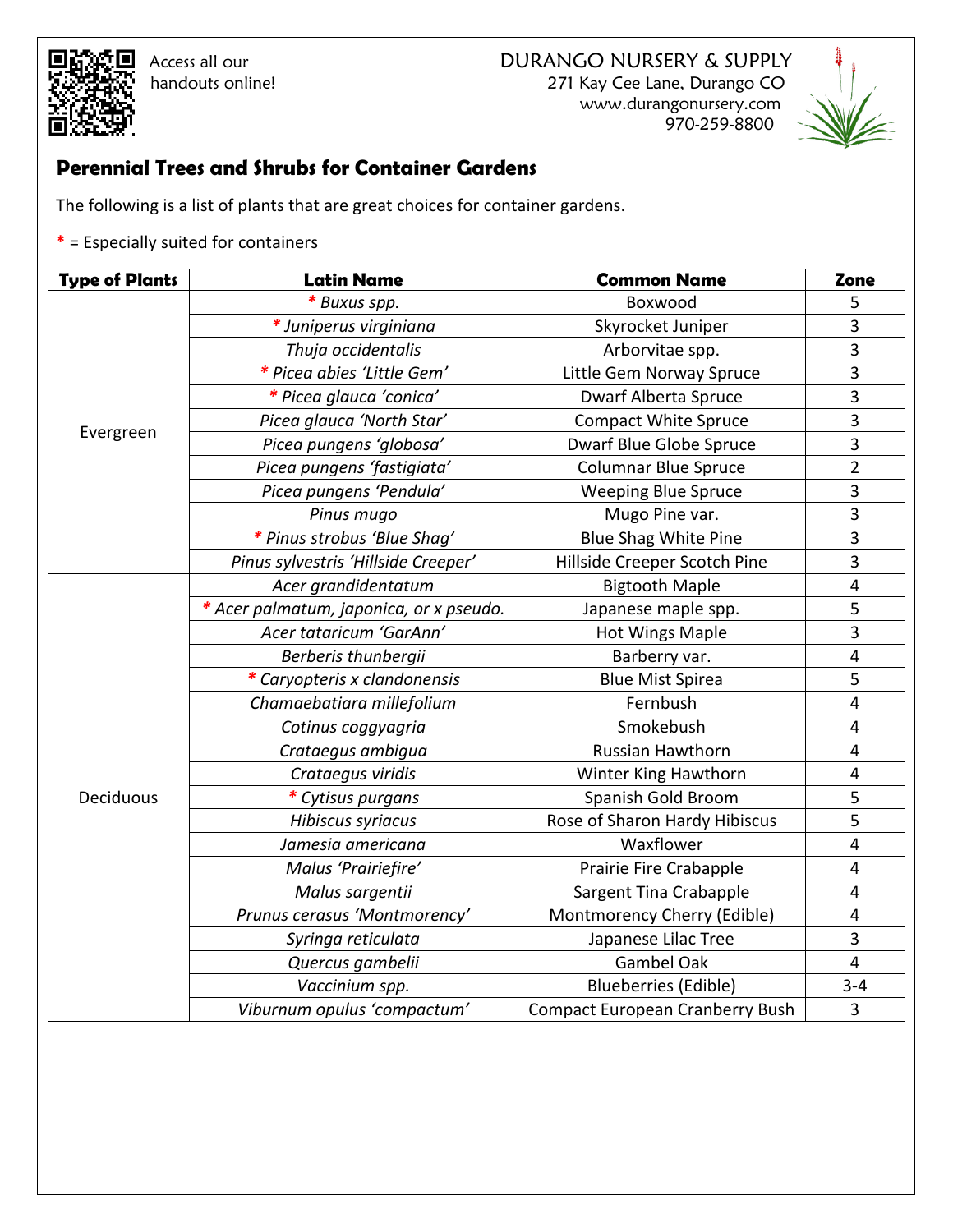Access all our handouts online!

DURANGO NURSERY & SUPPLY
271 Kay Cee Lane, Durango CO
www.durangonursery.com
970-259-8800

## Perennial Trees and Shrubs for Container Gardens

The following is a list of plants that are great choices for container gardens.

* = Especially suited for containers

| Type of Plants | Latin Name | Common Name | Zone |
|---|---|---|---|
| Evergreen | * *Buxus spp.* | Boxwood | 5 |
| | * *Juniperus virginiana* | Skyrocket Juniper | 3 |
| | *Thuja occidentalis* | Arborvitae spp. | 3 |
| | * *Picea abies 'Little Gem'* | Little Gem Norway Spruce | 3 |
| | * *Picea glauca 'conica'* | Dwarf Alberta Spruce | 3 |
| | *Picea glauca 'North Star'* | Compact White Spruce | 3 |
| | *Picea pungens 'globosa'* | Dwarf Blue Globe Spruce | 3 |
| | *Picea pungens 'fastigiata'* | Columnar Blue Spruce | 2 |
| | *Picea pungens 'Pendula'* | Weeping Blue Spruce | 3 |
| | *Pinus mugo* | Mugo Pine var. | 3 |
| | * *Pinus strobus 'Blue Shag'* | Blue Shag White Pine | 3 |
| | *Pinus sylvestris 'Hillside Creeper'* | Hillside Creeper Scotch Pine | 3 |
| Deciduous | *Acer grandidentatum* | Bigtooth Maple | 4 |
| | * *Acer palmatum, japonica, or x pseudo.* | Japanese maple spp. | 5 |
| | *Acer tataricum 'GarAnn'* | Hot Wings Maple | 3 |
| | *Berberis thunbergii* | Barberry var. | 4 |
| | * *Caryopteris x clandonensis* | Blue Mist Spirea | 5 |
| | *Chamaebatiara millefolium* | Fernbush | 4 |
| | *Cotinus coggyagria* | Smokebush | 4 |
| | *Crataegus ambigua* | Russian Hawthorn | 4 |
| | *Crataegus viridis* | Winter King Hawthorn | 4 |
| | * *Cytisus purgans* | Spanish Gold Broom | 5 |
| | *Hibiscus syriacus* | Rose of Sharon Hardy Hibiscus | 5 |
| | *Jamesia americana* | Waxflower | 4 |
| | *Malus 'Prairiefire'* | Prairie Fire Crabapple | 4 |
| | *Malus sargentii* | Sargent Tina Crabapple | 4 |
| | *Prunus cerasus 'Montmorency'* | Montmorency Cherry (Edible) | 4 |
| | *Syringa reticulata* | Japanese Lilac Tree | 3 |
| | *Quercus gambelii* | Gambel Oak | 4 |
| | *Vaccinium spp.* | Blueberries (Edible) | 3-4 |
| | *Viburnum opulus 'compactum'* | Compact European Cranberry Bush | 3 |